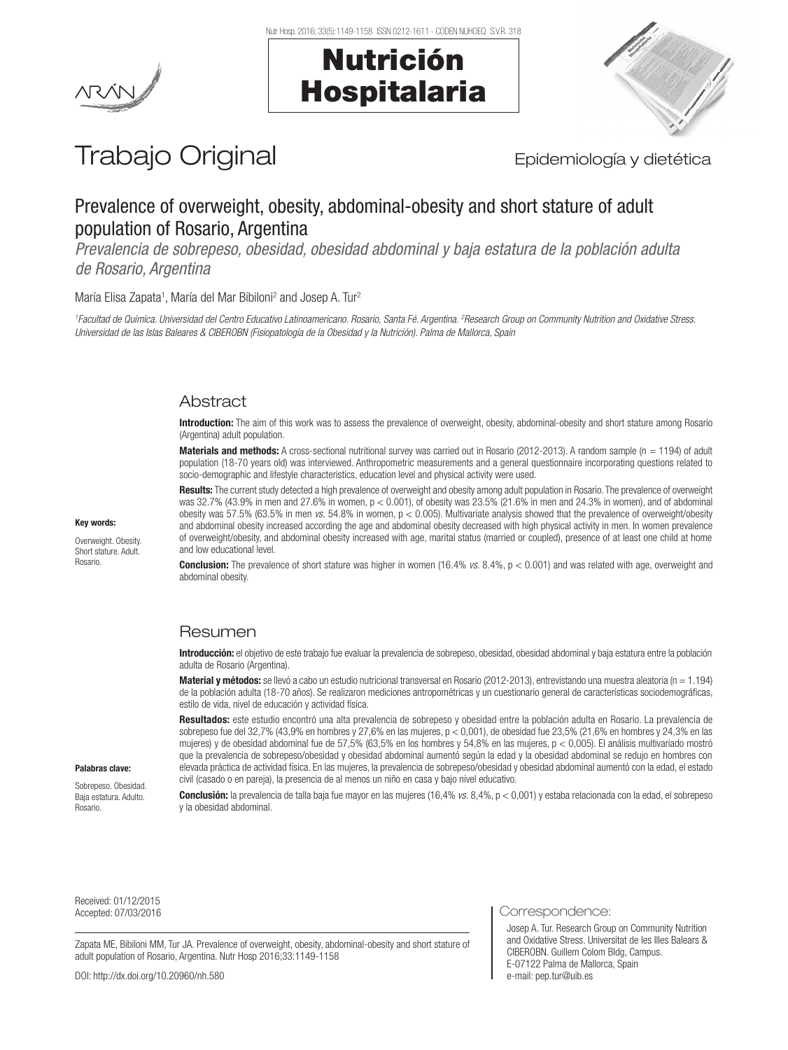Trabajo Original

Epidemiología y dietética

# Prevalence of overweight, obesity, abdominal-obesity and short stature of adult population of Rosario, Argentina

*Prevalencia de sobrepeso, obesidad, obesidad abdominal y baja estatura de la población adulta de Rosario, Argentina*

María Elisa Zapata[1], María del Mar Bibiloni[2] and Josep A. Tur[2]

[1]*Facultad de Química. Universidad del Centro Educativo Latinoamericano. Rosario, Santa Fé. Argentina.* [2]*Research Group on Community Nutrition and Oxidative Stress. Universidad de las Islas Baleares & CIBEROBN (Fisiopatología de la Obesidad y la Nutrición). Palma de Mallorca, Spain*

## Abstract

**Key words:**

Overweight. Obesity. Short stature. Adult. Rosario.

**Introduction:** The aim of this work was to assess the prevalence of overweight, obesity, abdominal-obesity and short stature among Rosario (Argentina) adult population.

**Materials and methods:** A cross-sectional nutritional survey was carried out in Rosario (2012-2013). A random sample (n = 1194) of adult population (18-70 years old) was interviewed. Anthropometric measurements and a general questionnaire incorporating questions related to socio-demographic and lifestyle characteristics, education level and physical activity were used.

**Results:** The current study detected a high prevalence of overweight and obesity among adult population in Rosario. The prevalence of overweight was 32.7% (43.9% in men and 27.6% in women, $p < 0.001$), of obesity was 23.5% (21.6% in men and 24.3% in women), and of abdominal obesity was 57.5% (63.5% in men *vs.* 54.8% in women, $p < 0.005$). Multivariate analysis showed that the prevalence of overweight/obesity and abdominal obesity increased according the age and abdominal obesity decreased with high physical activity in men. In women prevalence of overweight/obesity, and abdominal obesity increased with age, marital status (married or coupled), presence of at least one child at home and low educational level.

**Conclusion:** The prevalence of short stature was higher in women (16.4% *vs.* 8.4%, $p < 0.001$) and was related with age, overweight and abdominal obesity.

## Resumen

**Palabras clave:**

Sobrepeso. Obesidad. Baja estatura. Adulto. Rosario.

**Introducción:** el objetivo de este trabajo fue evaluar la prevalencia de sobrepeso, obesidad, obesidad abdominal y baja estatura entre la población adulta de Rosario (Argentina).

**Material y métodos:** se llevó a cabo un estudio nutricional transversal en Rosario (2012-2013), entrevistando una muestra aleatoria (n = 1.194) de la población adulta (18-70 años). Se realizaron mediciones antropométricas y un cuestionario general de características sociodemográficas, estilo de vida, nivel de educación y actividad física.

**Resultados:** este estudio encontró una alta prevalencia de sobrepeso y obesidad entre la población adulta en Rosario. La prevalencia de sobrepeso fue del 32,7% (43,9% en hombres y 27,6% en las mujeres, $p < 0,001$), de obesidad fue 23,5% (21,6% en hombres y 24,3% en las mujeres) y de obesidad abdominal fue de 57,5% (63,5% en los hombres y 54,8% en las mujeres, $p < 0,005$). El análisis multivariado mostró que la prevalencia de sobrepeso/obesidad y obesidad abdominal aumentó según la edad y la obesidad abdominal se redujo en hombres con elevada práctica de actividad física. En las mujeres, la prevalencia de sobrepeso/obesidad y obesidad abdominal aumentó con la edad, el estado civil (casado o en pareja), la presencia de al menos un niño en casa y bajo nivel educativo.

**Conclusión:** la prevalencia de talla baja fue mayor en las mujeres (16,4% *vs.* 8,4%, $p < 0,001$) y estaba relacionada con la edad, el sobrepeso y la obesidad abdominal.

Received: 01/12/2015
Accepted: 07/03/2016

Zapata ME, Bibiloni MM, Tur JA. Prevalence of overweight, obesity, abdominal-obesity and short stature of adult population of Rosario, Argentina. Nutr Hosp 2016;33:1149-1158

DOI: http://dx.doi.org/10.20960/nh.580

Correspondence:

Josep A. Tur. Research Group on Community Nutrition and Oxidative Stress. Universitat de les Illes Balears & CIBEROBN. Guillem Colom Bldg, Campus. E-07122 Palma de Mallorca, Spain
e-mail: pep.tur@uib.es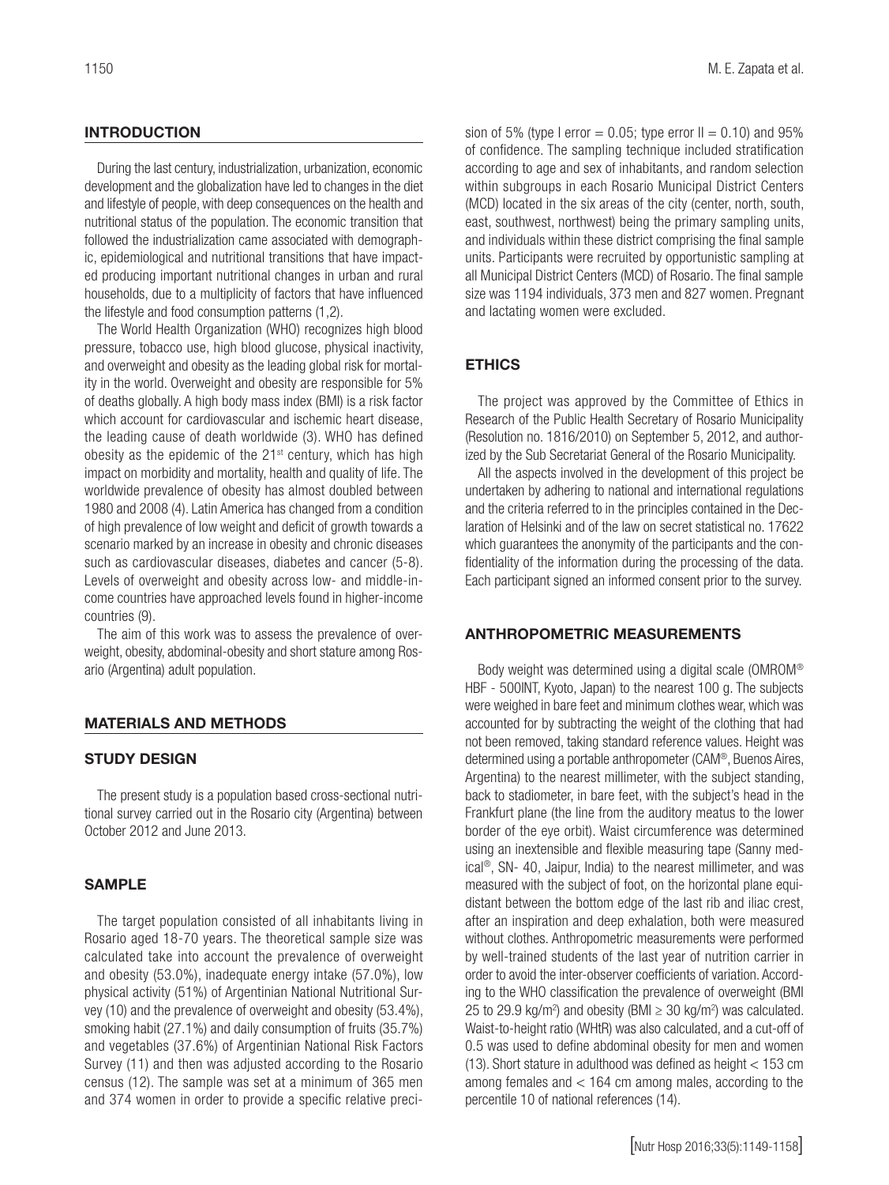## INTRODUCTION

During the last century, industrialization, urbanization, economic development and the globalization have led to changes in the diet and lifestyle of people, with deep consequences on the health and nutritional status of the population. The economic transition that followed the industrialization came associated with demographic, epidemiological and nutritional transitions that have impacted producing important nutritional changes in urban and rural households, due to a multiplicity of factors that have influenced the lifestyle and food consumption patterns (1,2).

The World Health Organization (WHO) recognizes high blood pressure, tobacco use, high blood glucose, physical inactivity, and overweight and obesity as the leading global risk for mortality in the world. Overweight and obesity are responsible for 5% of deaths globally. A high body mass index (BMI) is a risk factor which account for cardiovascular and ischemic heart disease, the leading cause of death worldwide (3). WHO has defined obesity as the epidemic of the 21st century, which has high impact on morbidity and mortality, health and quality of life. The worldwide prevalence of obesity has almost doubled between 1980 and 2008 (4). Latin America has changed from a condition of high prevalence of low weight and deficit of growth towards a scenario marked by an increase in obesity and chronic diseases such as cardiovascular diseases, diabetes and cancer (5-8). Levels of overweight and obesity across low- and middle-income countries have approached levels found in higher-income countries (9).

The aim of this work was to assess the prevalence of overweight, obesity, abdominal-obesity and short stature among Rosario (Argentina) adult population.

## MATERIALS AND METHODS

### STUDY DESIGN

The present study is a population based cross-sectional nutritional survey carried out in the Rosario city (Argentina) between October 2012 and June 2013.

### SAMPLE

The target population consisted of all inhabitants living in Rosario aged 18-70 years. The theoretical sample size was calculated take into account the prevalence of overweight and obesity (53.0%), inadequate energy intake (57.0%), low physical activity (51%) of Argentinian National Nutritional Survey (10) and the prevalence of overweight and obesity (53.4%), smoking habit (27.1%) and daily consumption of fruits (35.7%) and vegetables (37.6%) of Argentinian National Risk Factors Survey (11) and then was adjusted according to the Rosario census (12). The sample was set at a minimum of 365 men and 374 women in order to provide a specific relative precision of 5% (type I error = 0.05; type error II = 0.10) and 95% of confidence. The sampling technique included stratification according to age and sex of inhabitants, and random selection within subgroups in each Rosario Municipal District Centers (MCD) located in the six areas of the city (center, north, south, east, southwest, northwest) being the primary sampling units, and individuals within these district comprising the final sample units. Participants were recruited by opportunistic sampling at all Municipal District Centers (MCD) of Rosario. The final sample size was 1194 individuals, 373 men and 827 women. Pregnant and lactating women were excluded.

## ETHICS

The project was approved by the Committee of Ethics in Research of the Public Health Secretary of Rosario Municipality (Resolution no. 1816/2010) on September 5, 2012, and authorized by the Sub Secretariat General of the Rosario Municipality.

All the aspects involved in the development of this project be undertaken by adhering to national and international regulations and the criteria referred to in the principles contained in the Declaration of Helsinki and of the law on secret statistical no. 17622 which guarantees the anonymity of the participants and the confidentiality of the information during the processing of the data. Each participant signed an informed consent prior to the survey.

## ANTHROPOMETRIC MEASUREMENTS

Body weight was determined using a digital scale (OMROM® HBF - 500INT, Kyoto, Japan) to the nearest 100 g. The subjects were weighed in bare feet and minimum clothes wear, which was accounted for by subtracting the weight of the clothing that had not been removed, taking standard reference values. Height was determined using a portable anthropometer (CAM®, Buenos Aires, Argentina) to the nearest millimeter, with the subject standing, back to stadiometer, in bare feet, with the subject's head in the Frankfurt plane (the line from the auditory meatus to the lower border of the eye orbit). Waist circumference was determined using an inextensible and flexible measuring tape (Sanny medical®, SN- 40, Jaipur, India) to the nearest millimeter, and was measured with the subject of foot, on the horizontal plane equidistant between the bottom edge of the last rib and iliac crest, after an inspiration and deep exhalation, both were measured without clothes. Anthropometric measurements were performed by well-trained students of the last year of nutrition carrier in order to avoid the inter-observer coefficients of variation. According to the WHO classification the prevalence of overweight (BMI 25 to 29.9 kg/m$^2$) and obesity (BMI ≥ 30 kg/m$^2$) was calculated. Waist-to-height ratio (WHtR) was also calculated, and a cut-off of 0.5 was used to define abdominal obesity for men and women (13). Short stature in adulthood was defined as height < 153 cm among females and < 164 cm among males, according to the percentile 10 of national references (14).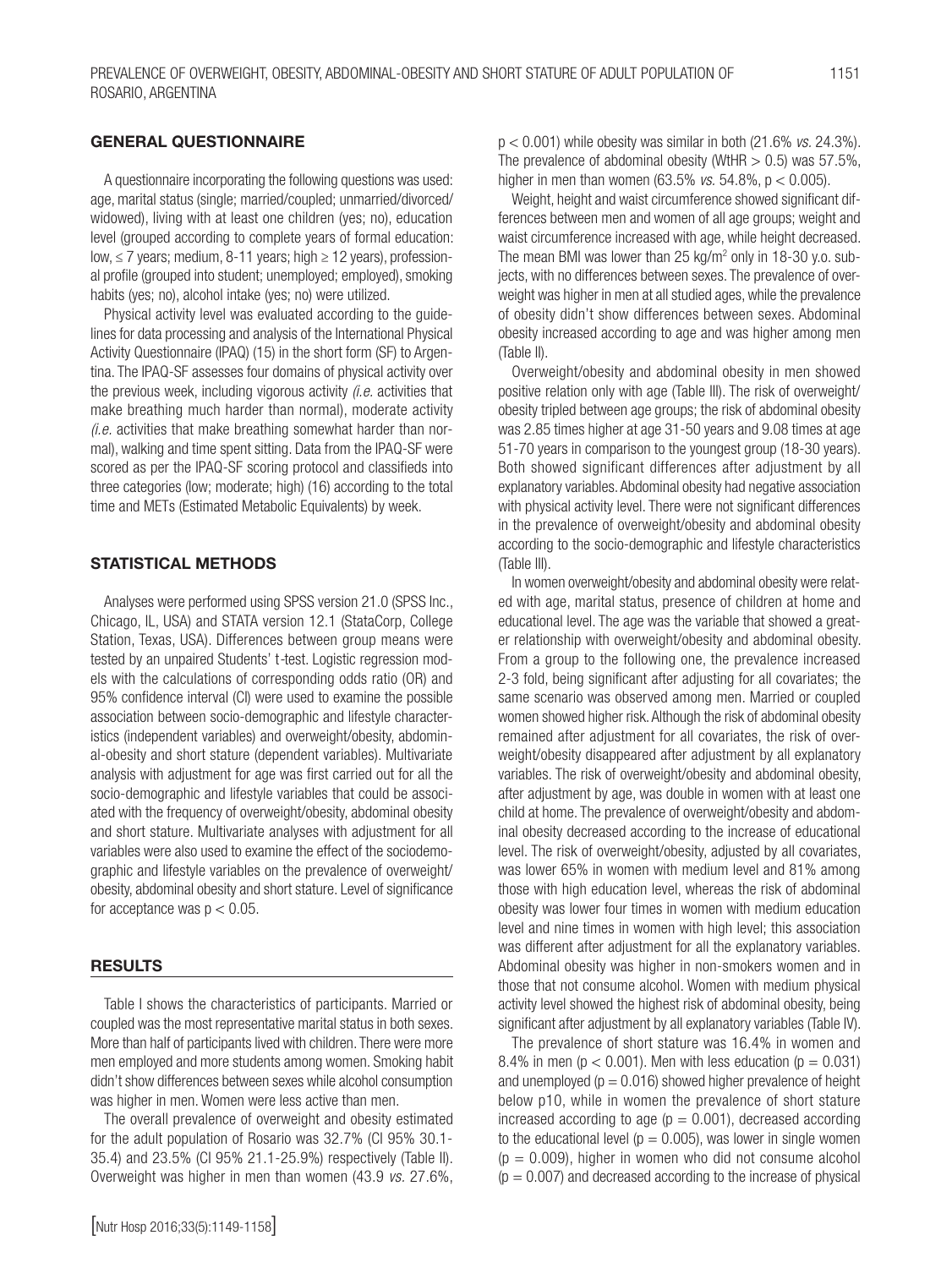## GENERAL QUESTIONNAIRE

A questionnaire incorporating the following questions was used: age, marital status (single; married/coupled; unmarried/divorced/widowed), living with at least one children (yes; no), education level (grouped according to complete years of formal education: low, ≤ 7 years; medium, 8-11 years; high ≥ 12 years), professional profile (grouped into student; unemployed; employed), smoking habits (yes; no), alcohol intake (yes; no) were utilized.

Physical activity level was evaluated according to the guidelines for data processing and analysis of the International Physical Activity Questionnaire (IPAQ) (15) in the short form (SF) to Argentina. The IPAQ-SF assesses four domains of physical activity over the previous week, including vigorous activity *(i.e.* activities that make breathing much harder than normal), moderate activity *(i.e.* activities that make breathing somewhat harder than normal), walking and time spent sitting. Data from the IPAQ-SF were scored as per the IPAQ-SF scoring protocol and classifieds into three categories (low; moderate; high) (16) according to the total time and METs (Estimated Metabolic Equivalents) by week.

## STATISTICAL METHODS

Analyses were performed using SPSS version 21.0 (SPSS Inc., Chicago, IL, USA) and STATA version 12.1 (StataCorp, College Station, Texas, USA). Differences between group means were tested by an unpaired Students' t-test. Logistic regression models with the calculations of corresponding odds ratio (OR) and 95% confidence interval (CI) were used to examine the possible association between socio-demographic and lifestyle characteristics (independent variables) and overweight/obesity, abdominal-obesity and short stature (dependent variables). Multivariate analysis with adjustment for age was first carried out for all the socio-demographic and lifestyle variables that could be associated with the frequency of overweight/obesity, abdominal obesity and short stature. Multivariate analyses with adjustment for all variables were also used to examine the effect of the sociodemographic and lifestyle variables on the prevalence of overweight/obesity, abdominal obesity and short stature. Level of significance for acceptance was $p < 0.05$.

## RESULTS

Table I shows the characteristics of participants. Married or coupled was the most representative marital status in both sexes. More than half of participants lived with children. There were more men employed and more students among women. Smoking habit didn't show differences between sexes while alcohol consumption was higher in men. Women were less active than men.

The overall prevalence of overweight and obesity estimated for the adult population of Rosario was 32.7% (CI 95% 30.1-35.4) and 23.5% (CI 95% 21.1-25.9%) respectively (Table II). Overweight was higher in men than women (43.9 *vs.* 27.6%, $p < 0.001$) while obesity was similar in both (21.6% *vs.* 24.3%). The prevalence of abdominal obesity (WtHR > 0.5) was 57.5%, higher in men than women (63.5% *vs.* 54.8%, $p < 0.005$).

Weight, height and waist circumference showed significant differences between men and women of all age groups; weight and waist circumference increased with age, while height decreased. The mean BMI was lower than 25 kg/m$^2$ only in 18-30 y.o. subjects, with no differences between sexes. The prevalence of overweight was higher in men at all studied ages, while the prevalence of obesity didn't show differences between sexes. Abdominal obesity increased according to age and was higher among men (Table II).

Overweight/obesity and abdominal obesity in men showed positive relation only with age (Table III). The risk of overweight/obesity tripled between age groups; the risk of abdominal obesity was 2.85 times higher at age 31-50 years and 9.08 times at age 51-70 years in comparison to the youngest group (18-30 years). Both showed significant differences after adjustment by all explanatory variables. Abdominal obesity had negative association with physical activity level. There were not significant differences in the prevalence of overweight/obesity and abdominal obesity according to the socio-demographic and lifestyle characteristics (Table III).

In women overweight/obesity and abdominal obesity were related with age, marital status, presence of children at home and educational level. The age was the variable that showed a greater relationship with overweight/obesity and abdominal obesity. From a group to the following one, the prevalence increased 2-3 fold, being significant after adjusting for all covariates; the same scenario was observed among men. Married or coupled women showed higher risk. Although the risk of abdominal obesity remained after adjustment for all covariates, the risk of overweight/obesity disappeared after adjustment by all explanatory variables. The risk of overweight/obesity and abdominal obesity, after adjustment by age, was double in women with at least one child at home. The prevalence of overweight/obesity and abdominal obesity decreased according to the increase of educational level. The risk of overweight/obesity, adjusted by all covariates, was lower 65% in women with medium level and 81% among those with high education level, whereas the risk of abdominal obesity was lower four times in women with medium education level and nine times in women with high level; this association was different after adjustment for all the explanatory variables. Abdominal obesity was higher in non-smokers women and in those that not consume alcohol. Women with medium physical activity level showed the highest risk of abdominal obesity, being significant after adjustment by all explanatory variables (Table IV).

The prevalence of short stature was 16.4% in women and 8.4% in men ($p < 0.001$). Men with less education ($p = 0.031$) and unemployed ($p = 0.016$) showed higher prevalence of height below p10, while in women the prevalence of short stature increased according to age ($p = 0.001$), decreased according to the educational level ($p = 0.005$), was lower in single women ($p = 0.009$), higher in women who did not consume alcohol ($p = 0.007$) and decreased according to the increase of physical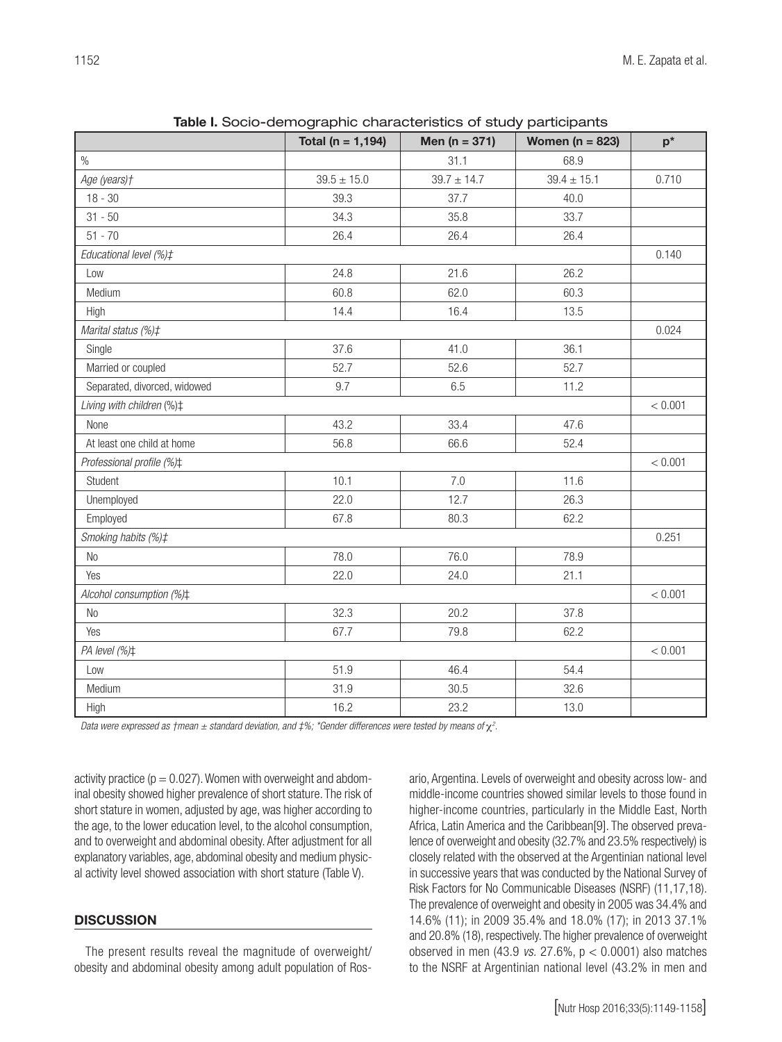**Table I.** Socio-demographic characteristics of study participants

| | Total (n = 1,194) | Men (n = 371) | Women (n = 823) | p* |
|---|---|---|---|---|
| % | | 31.1 | 68.9 | |
| *Age (years)†* | 39.5 ± 15.0 | 39.7 ± 14.7 | 39.4 ± 15.1 | 0.710 |
| 18 - 30 | 39.3 | 37.7 | 40.0 | |
| 31 - 50 | 34.3 | 35.8 | 33.7 | |
| 51 - 70 | 26.4 | 26.4 | 26.4 | |
| *Educational level (%)‡* | | | | 0.140 |
| Low | 24.8 | 21.6 | 26.2 | |
| Medium | 60.8 | 62.0 | 60.3 | |
| High | 14.4 | 16.4 | 13.5 | |
| *Marital status (%)‡* | | | | 0.024 |
| Single | 37.6 | 41.0 | 36.1 | |
| Married or coupled | 52.7 | 52.6 | 52.7 | |
| Separated, divorced, widowed | 9.7 | 6.5 | 11.2 | |
| *Living with children (%)‡* | | | | < 0.001 |
| None | 43.2 | 33.4 | 47.6 | |
| At least one child at home | 56.8 | 66.6 | 52.4 | |
| *Professional profile (%)‡* | | | | < 0.001 |
| Student | 10.1 | 7.0 | 11.6 | |
| Unemployed | 22.0 | 12.7 | 26.3 | |
| Employed | 67.8 | 80.3 | 62.2 | |
| *Smoking habits (%)‡* | | | | 0.251 |
| No | 78.0 | 76.0 | 78.9 | |
| Yes | 22.0 | 24.0 | 21.1 | |
| *Alcohol consumption (%)‡* | | | | < 0.001 |
| No | 32.3 | 20.2 | 37.8 | |
| Yes | 67.7 | 79.8 | 62.2 | |
| *PA level (%)‡* | | | | < 0.001 |
| Low | 51.9 | 46.4 | 54.4 | |
| Medium | 31.9 | 30.5 | 32.6 | |
| High | 16.2 | 23.2 | 13.0 | |

*Data were expressed as †mean ± standard deviation, and ‡%; \*Gender differences were tested by means of $\chi^2$.*

activity practice ($p = 0.027$). Women with overweight and abdominal obesity showed higher prevalence of short stature. The risk of short stature in women, adjusted by age, was higher according to the age, to the lower education level, to the alcohol consumption, and to overweight and abdominal obesity. After adjustment for all explanatory variables, age, abdominal obesity and medium physical activity level showed association with short stature (Table V).

## DISCUSSION

The present results reveal the magnitude of overweight/obesity and abdominal obesity among adult population of Rosario, Argentina. Levels of overweight and obesity across low- and middle-income countries showed similar levels to those found in higher-income countries, particularly in the Middle East, North Africa, Latin America and the Caribbean[9]. The observed prevalence of overweight and obesity (32.7% and 23.5% respectively) is closely related with the observed at the Argentinian national level in successive years that was conducted by the National Survey of Risk Factors for No Communicable Diseases (NSRF) (11,17,18). The prevalence of overweight and obesity in 2005 was 34.4% and 14.6% (11); in 2009 35.4% and 18.0% (17); in 2013 37.1% and 20.8% (18), respectively. The higher prevalence of overweight observed in men (43.9 *vs.* 27.6%, $p < 0.0001$) also matches to the NSRF at Argentinian national level (43.2% in men and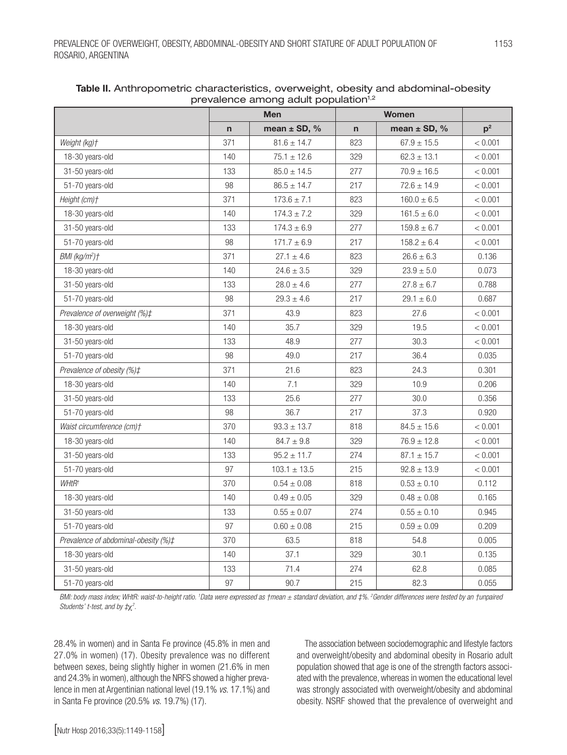**Table II.** Anthropometric characteristics, overweight, obesity and abdominal-obesity prevalence among adult population[1,2]

| | Men | | Women | | |
|---|---|---|---|---|---|
| | n | mean ± SD, % | n | mean ± SD, % | p[2] |
| *Weight (kg)†* | 371 | 81.6 ± 14.7 | 823 | 67.9 ± 15.5 | < 0.001 |
| 18-30 years-old | 140 | 75.1 ± 12.6 | 329 | 62.3 ± 13.1 | < 0.001 |
| 31-50 years-old | 133 | 85.0 ± 14.5 | 277 | 70.9 ± 16.5 | < 0.001 |
| 51-70 years-old | 98 | 86.5 ± 14.7 | 217 | 72.6 ± 14.9 | < 0.001 |
| *Height (cm)†* | 371 | 173.6 ± 7.1 | 823 | 160.0 ± 6.5 | < 0.001 |
| 18-30 years-old | 140 | 174.3 ± 7.2 | 329 | 161.5 ± 6.0 | < 0.001 |
| 31-50 years-old | 133 | 174.3 ± 6.9 | 277 | 159.8 ± 6.7 | < 0.001 |
| 51-70 years-old | 98 | 171.7 ± 6.9 | 217 | 158.2 ± 6.4 | < 0.001 |
| *BMI (kg/m²)†* | 371 | 27.1 ± 4.6 | 823 | 26.6 ± 6.3 | 0.136 |
| 18-30 years-old | 140 | 24.6 ± 3.5 | 329 | 23.9 ± 5.0 | 0.073 |
| 31-50 years-old | 133 | 28.0 ± 4.6 | 277 | 27.8 ± 6.7 | 0.788 |
| 51-70 years-old | 98 | 29.3 ± 4.6 | 217 | 29.1 ± 6.0 | 0.687 |
| *Prevalence of overweight (%)‡* | 371 | 43.9 | 823 | 27.6 | < 0.001 |
| 18-30 years-old | 140 | 35.7 | 329 | 19.5 | < 0.001 |
| 31-50 years-old | 133 | 48.9 | 277 | 30.3 | < 0.001 |
| 51-70 years-old | 98 | 49.0 | 217 | 36.4 | 0.035 |
| *Prevalence of obesity (%)‡* | 371 | 21.6 | 823 | 24.3 | 0.301 |
| 18-30 years-old | 140 | 7.1 | 329 | 10.9 | 0.206 |
| 31-50 years-old | 133 | 25.6 | 277 | 30.0 | 0.356 |
| 51-70 years-old | 98 | 36.7 | 217 | 37.3 | 0.920 |
| *Waist circumference (cm)†* | 370 | 93.3 ± 13.7 | 818 | 84.5 ± 15.6 | < 0.001 |
| 18-30 years-old | 140 | 84.7 ± 9.8 | 329 | 76.9 ± 12.8 | < 0.001 |
| 31-50 years-old | 133 | 95.2 ± 11.7 | 274 | 87.1 ± 15.7 | < 0.001 |
| 51-70 years-old | 97 | 103.1 ± 13.5 | 215 | 92.8 ± 13.9 | < 0.001 |
| *WHtR†* | 370 | 0.54 ± 0.08 | 818 | 0.53 ± 0.10 | 0.112 |
| 18-30 years-old | 140 | 0.49 ± 0.05 | 329 | 0.48 ± 0.08 | 0.165 |
| 31-50 years-old | 133 | 0.55 ± 0.07 | 274 | 0.55 ± 0.10 | 0.945 |
| 51-70 years-old | 97 | 0.60 ± 0.08 | 215 | 0.59 ± 0.09 | 0.209 |
| *Prevalence of abdominal-obesity (%)‡* | 370 | 63.5 | 818 | 54.8 | 0.005 |
| 18-30 years-old | 140 | 37.1 | 329 | 30.1 | 0.135 |
| 31-50 years-old | 133 | 71.4 | 274 | 62.8 | 0.085 |
| 51-70 years-old | 97 | 90.7 | 215 | 82.3 | 0.055 |

*BMI: body mass index; WHtR: waist-to-height ratio. [1]Data were expressed as †mean ± standard deviation, and ‡%. [2]Gender differences were tested by an †unpaired Students' t-test, and by ‡$\chi^2$.*

28.4% in women) and in Santa Fe province (45.8% in men and 27.0% in women) (17). Obesity prevalence was no different between sexes, being slightly higher in women (21.6% in men and 24.3% in women), although the NRFS showed a higher prevalence in men at Argentinian national level (19.1% *vs.* 17.1%) and in Santa Fe province (20.5% *vs.* 19.7%) (17).

The association between sociodemographic and lifestyle factors and overweight/obesity and abdominal obesity in Rosario adult population showed that age is one of the strength factors associated with the prevalence, whereas in women the educational level was strongly associated with overweight/obesity and abdominal obesity. NSRF showed that the prevalence of overweight and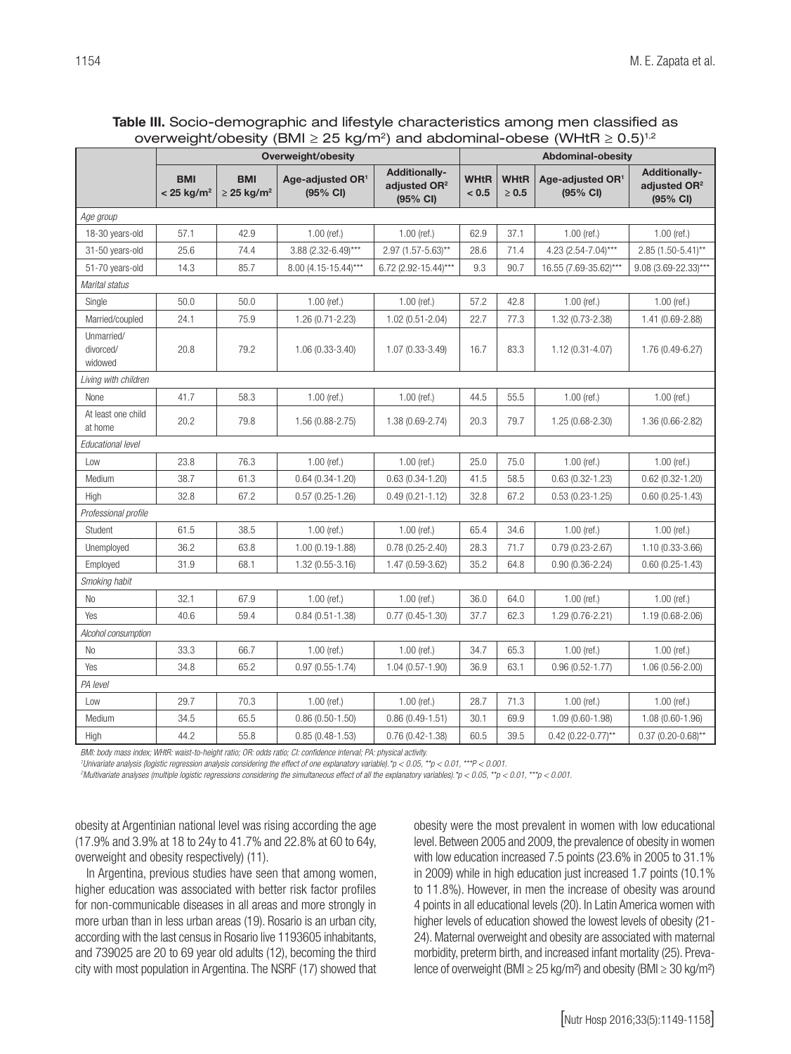**Table III.** Socio-demographic and lifestyle characteristics among men classified as overweight/obesity (BMI ≥ 25 kg/m²) and abdominal-obese (WHtR ≥ 0.5)[1,2]

| | Overweight/obesity | | | | Abdominal-obesity | | | |
|---|---|---|---|---|---|---|---|---|
| | BMI < 25 kg/m² | BMI ≥ 25 kg/m² | Age-adjusted OR[1] (95% CI) | Additionally-adjusted OR[2] (95% CI) | WHtR < 0.5 | WHtR ≥ 0.5 | Age-adjusted OR[1] (95% CI) | Additionally-adjusted OR[2] (95% CI) |
| *Age group* | | | | | | | | |
| 18-30 years-old | 57.1 | 42.9 | 1.00 (ref.) | 1.00 (ref.) | 62.9 | 37.1 | 1.00 (ref.) | 1.00 (ref.) |
| 31-50 years-old | 25.6 | 74.4 | 3.88 (2.32-6.49)*** | 2.97 (1.57-5.63)** | 28.6 | 71.4 | 4.23 (2.54-7.04)*** | 2.85 (1.50-5.41)** |
| 51-70 years-old | 14.3 | 85.7 | 8.00 (4.15-15.44)*** | 6.72 (2.92-15.44)*** | 9.3 | 90.7 | 16.55 (7.69-35.62)*** | 9.08 (3.69-22.33)*** |
| *Marital status* | | | | | | | | |
| Single | 50.0 | 50.0 | 1.00 (ref.) | 1.00 (ref.) | 57.2 | 42.8 | 1.00 (ref.) | 1.00 (ref.) |
| Married/coupled | 24.1 | 75.9 | 1.26 (0.71-2.23) | 1.02 (0.51-2.04) | 22.7 | 77.3 | 1.32 (0.73-2.38) | 1.41 (0.69-2.88) |
| Unmarried/divorced/widowed | 20.8 | 79.2 | 1.06 (0.33-3.40) | 1.07 (0.33-3.49) | 16.7 | 83.3 | 1.12 (0.31-4.07) | 1.76 (0.49-6.27) |
| *Living with children* | | | | | | | | |
| None | 41.7 | 58.3 | 1.00 (ref.) | 1.00 (ref.) | 44.5 | 55.5 | 1.00 (ref.) | 1.00 (ref.) |
| At least one child at home | 20.2 | 79.8 | 1.56 (0.88-2.75) | 1.38 (0.69-2.74) | 20.3 | 79.7 | 1.25 (0.68-2.30) | 1.36 (0.66-2.82) |
| *Educational level* | | | | | | | | |
| Low | 23.8 | 76.3 | 1.00 (ref.) | 1.00 (ref.) | 25.0 | 75.0 | 1.00 (ref.) | 1.00 (ref.) |
| Medium | 38.7 | 61.3 | 0.64 (0.34-1.20) | 0.63 (0.34-1.20) | 41.5 | 58.5 | 0.63 (0.32-1.23) | 0.62 (0.32-1.20) |
| High | 32.8 | 67.2 | 0.57 (0.25-1.26) | 0.49 (0.21-1.12) | 32.8 | 67.2 | 0.53 (0.23-1.25) | 0.60 (0.25-1.43) |
| *Professional profile* | | | | | | | | |
| Student | 61.5 | 38.5 | 1.00 (ref.) | 1.00 (ref.) | 65.4 | 34.6 | 1.00 (ref.) | 1.00 (ref.) |
| Unemployed | 36.2 | 63.8 | 1.00 (0.19-1.88) | 0.78 (0.25-2.40) | 28.3 | 71.7 | 0.79 (0.23-2.67) | 1.10 (0.33-3.66) |
| Employed | 31.9 | 68.1 | 1.32 (0.55-3.16) | 1.47 (0.59-3.62) | 35.2 | 64.8 | 0.90 (0.36-2.24) | 0.60 (0.25-1.43) |
| *Smoking habit* | | | | | | | | |
| No | 32.1 | 67.9 | 1.00 (ref.) | 1.00 (ref.) | 36.0 | 64.0 | 1.00 (ref.) | 1.00 (ref.) |
| Yes | 40.6 | 59.4 | 0.84 (0.51-1.38) | 0.77 (0.45-1.30) | 37.7 | 62.3 | 1.29 (0.76-2.21) | 1.19 (0.68-2.06) |
| *Alcohol consumption* | | | | | | | | |
| No | 33.3 | 66.7 | 1.00 (ref.) | 1.00 (ref.) | 34.7 | 65.3 | 1.00 (ref.) | 1.00 (ref.) |
| Yes | 34.8 | 65.2 | 0.97 (0.55-1.74) | 1.04 (0.57-1.90) | 36.9 | 63.1 | 0.96 (0.52-1.77) | 1.06 (0.56-2.00) |
| *PA level* | | | | | | | | |
| Low | 29.7 | 70.3 | 1.00 (ref.) | 1.00 (ref.) | 28.7 | 71.3 | 1.00 (ref.) | 1.00 (ref.) |
| Medium | 34.5 | 65.5 | 0.86 (0.50-1.50) | 0.86 (0.49-1.51) | 30.1 | 69.9 | 1.09 (0.60-1.98) | 1.08 (0.60-1.96) |
| High | 44.2 | 55.8 | 0.85 (0.48-1.53) | 0.76 (0.42-1.38) | 60.5 | 39.5 | 0.42 (0.22-0.77)** | 0.37 (0.20-0.68)** |

*BMI: body mass index; WHtR: waist-to-height ratio; OR: odds ratio; CI: confidence interval; PA: physical activity.*
*[1]Univariate analysis (logistic regression analysis considering the effect of one explanatory variable).*$p < 0.05$, **$p < 0.01$, ***$P < 0.001$.*
*[2]Multivariate analyses (multiple logistic regressions considering the simultaneous effect of all the explanatory variables).*$p < 0.05$, **$p < 0.01$, ***$p < 0.001$.*

obesity at Argentinian national level was rising according the age (17.9% and 3.9% at 18 to 24y to 41.7% and 22.8% at 60 to 64y, overweight and obesity respectively) (11).

In Argentina, previous studies have seen that among women, higher education was associated with better risk factor profiles for non-communicable diseases in all areas and more strongly in more urban than in less urban areas (19). Rosario is an urban city, according with the last census in Rosario live 1193605 inhabitants, and 739025 are 20 to 69 year old adults (12), becoming the third city with most population in Argentina. The NSRF (17) showed that obesity were the most prevalent in women with low educational level. Between 2005 and 2009, the prevalence of obesity in women with low education increased 7.5 points (23.6% in 2005 to 31.1% in 2009) while in high education just increased 1.7 points (10.1% to 11.8%). However, in men the increase of obesity was around 4 points in all educational levels (20). In Latin America women with higher levels of education showed the lowest levels of obesity (21-24). Maternal overweight and obesity are associated with maternal morbidity, preterm birth, and increased infant mortality (25). Prevalence of overweight (BMI ≥ 25 kg/m²) and obesity (BMI ≥ 30 kg/m²)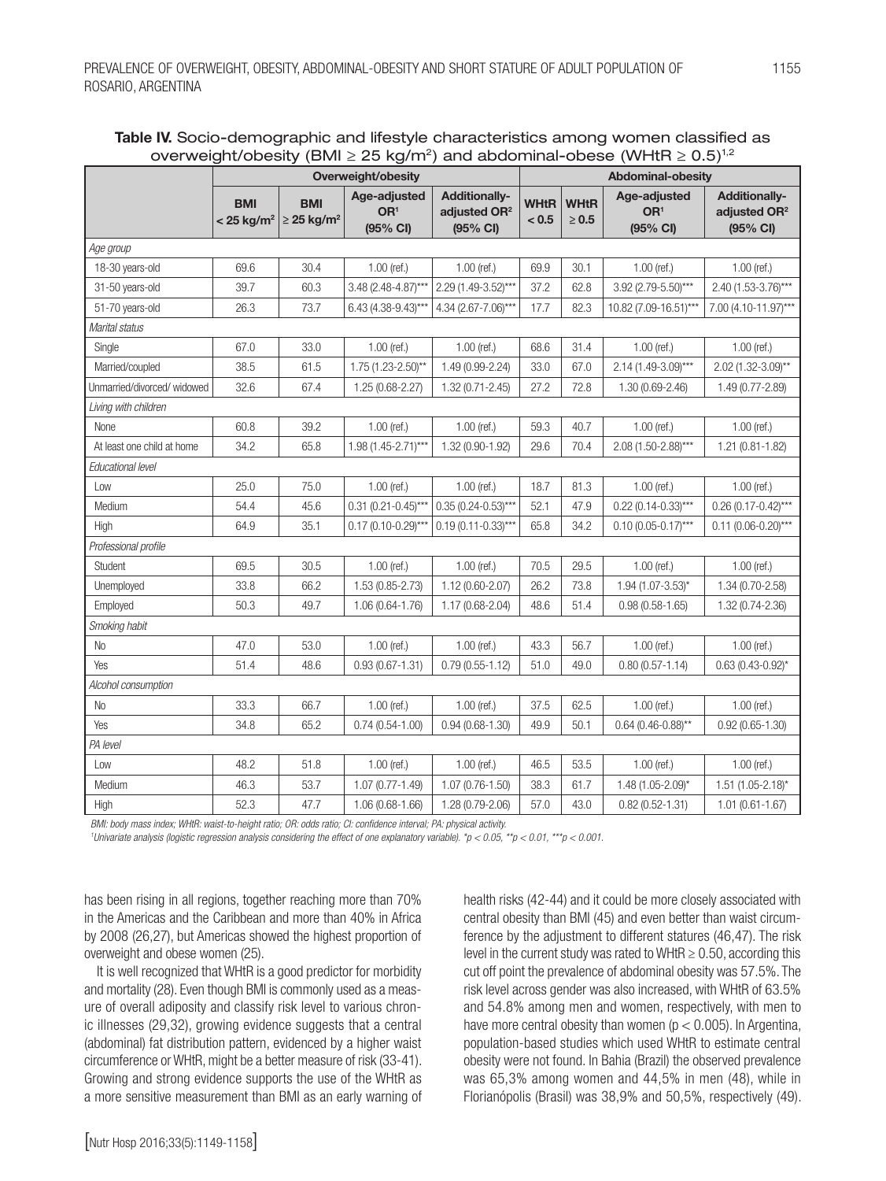**Table IV.** Socio-demographic and lifestyle characteristics among women classified as overweight/obesity (BMI ≥ 25 kg/m²) and abdominal-obese (WHtR ≥ 0.5)[1,2]

| | Overweight/obesity | | | | Abdominal-obesity | | | |
|---|---|---|---|---|---|---|---|---|
| | BMI < 25 kg/m² | BMI ≥ 25 kg/m² | Age-adjusted OR[1] (95% CI) | Additionally-adjusted OR[2] (95% CI) | WHtR < 0.5 | WHtR ≥ 0.5 | Age-adjusted OR[1] (95% CI) | Additionally-adjusted OR[2] (95% CI) |
| *Age group* | | | | | | | | |
| 18-30 years-old | 69.6 | 30.4 | 1.00 (ref.) | 1.00 (ref.) | 69.9 | 30.1 | 1.00 (ref.) | 1.00 (ref.) |
| 31-50 years-old | 39.7 | 60.3 | 3.48 (2.48-4.87)*** | 2.29 (1.49-3.52)*** | 37.2 | 62.8 | 3.92 (2.79-5.50)*** | 2.40 (1.53-3.76)*** |
| 51-70 years-old | 26.3 | 73.7 | 6.43 (4.38-9.43)*** | 4.34 (2.67-7.06)*** | 17.7 | 82.3 | 10.82 (7.09-16.51)*** | 7.00 (4.10-11.97)*** |
| *Marital status* | | | | | | | | |
| Single | 67.0 | 33.0 | 1.00 (ref.) | 1.00 (ref.) | 68.6 | 31.4 | 1.00 (ref.) | 1.00 (ref.) |
| Married/coupled | 38.5 | 61.5 | 1.75 (1.23-2.50)** | 1.49 (0.99-2.24) | 33.0 | 67.0 | 2.14 (1.49-3.09)*** | 2.02 (1.32-3.09)** |
| Unmarried/divorced/ widowed | 32.6 | 67.4 | 1.25 (0.68-2.27) | 1.32 (0.71-2.45) | 27.2 | 72.8 | 1.30 (0.69-2.46) | 1.49 (0.77-2.89) |
| *Living with children* | | | | | | | | |
| None | 60.8 | 39.2 | 1.00 (ref.) | 1.00 (ref.) | 59.3 | 40.7 | 1.00 (ref.) | 1.00 (ref.) |
| At least one child at home | 34.2 | 65.8 | 1.98 (1.45-2.71)*** | 1.32 (0.90-1.92) | 29.6 | 70.4 | 2.08 (1.50-2.88)*** | 1.21 (0.81-1.82) |
| *Educational level* | | | | | | | | |
| Low | 25.0 | 75.0 | 1.00 (ref.) | 1.00 (ref.) | 18.7 | 81.3 | 1.00 (ref.) | 1.00 (ref.) |
| Medium | 54.4 | 45.6 | 0.31 (0.21-0.45)*** | 0.35 (0.24-0.53)*** | 52.1 | 47.9 | 0.22 (0.14-0.33)*** | 0.26 (0.17-0.42)*** |
| High | 64.9 | 35.1 | 0.17 (0.10-0.29)*** | 0.19 (0.11-0.33)*** | 65.8 | 34.2 | 0.10 (0.05-0.17)*** | 0.11 (0.06-0.20)*** |
| *Professional profile* | | | | | | | | |
| Student | 69.5 | 30.5 | 1.00 (ref.) | 1.00 (ref.) | 70.5 | 29.5 | 1.00 (ref.) | 1.00 (ref.) |
| Unemployed | 33.8 | 66.2 | 1.53 (0.85-2.73) | 1.12 (0.60-2.07) | 26.2 | 73.8 | 1.94 (1.07-3.53)* | 1.34 (0.70-2.58) |
| Employed | 50.3 | 49.7 | 1.06 (0.64-1.76) | 1.17 (0.68-2.04) | 48.6 | 51.4 | 0.98 (0.58-1.65) | 1.32 (0.74-2.36) |
| *Smoking habit* | | | | | | | | |
| No | 47.0 | 53.0 | 1.00 (ref.) | 1.00 (ref.) | 43.3 | 56.7 | 1.00 (ref.) | 1.00 (ref.) |
| Yes | 51.4 | 48.6 | 0.93 (0.67-1.31) | 0.79 (0.55-1.12) | 51.0 | 49.0 | 0.80 (0.57-1.14) | 0.63 (0.43-0.92)* |
| *Alcohol consumption* | | | | | | | | |
| No | 33.3 | 66.7 | 1.00 (ref.) | 1.00 (ref.) | 37.5 | 62.5 | 1.00 (ref.) | 1.00 (ref.) |
| Yes | 34.8 | 65.2 | 0.74 (0.54-1.00) | 0.94 (0.68-1.30) | 49.9 | 50.1 | 0.64 (0.46-0.88)** | 0.92 (0.65-1.30) |
| *PA level* | | | | | | | | |
| Low | 48.2 | 51.8 | 1.00 (ref.) | 1.00 (ref.) | 46.5 | 53.5 | 1.00 (ref.) | 1.00 (ref.) |
| Medium | 46.3 | 53.7 | 1.07 (0.77-1.49) | 1.07 (0.76-1.50) | 38.3 | 61.7 | 1.48 (1.05-2.09)* | 1.51 (1.05-2.18)* |
| High | 52.3 | 47.7 | 1.06 (0.68-1.66) | 1.28 (0.79-2.06) | 57.0 | 43.0 | 0.82 (0.52-1.31) | 1.01 (0.61-1.67) |

*BMI: body mass index; WHtR: waist-to-height ratio; OR: odds ratio; CI: confidence interval; PA: physical activity.*

*[1]Univariate analysis (logistic regression analysis considering the effect of one explanatory variable). \*p < 0.05, \*\*p < 0.01, \*\*\*p < 0.001.*

has been rising in all regions, together reaching more than 70% in the Americas and the Caribbean and more than 40% in Africa by 2008 (26,27), but Americas showed the highest proportion of overweight and obese women (25).

It is well recognized that WHtR is a good predictor for morbidity and mortality (28). Even though BMI is commonly used as a measure of overall adiposity and classify risk level to various chronic illnesses (29,32), growing evidence suggests that a central (abdominal) fat distribution pattern, evidenced by a higher waist circumference or WHtR, might be a better measure of risk (33-41). Growing and strong evidence supports the use of the WHtR as a more sensitive measurement than BMI as an early warning of health risks (42-44) and it could be more closely associated with central obesity than BMI (45) and even better than waist circumference by the adjustment to different statures (46,47). The risk level in the current study was rated to WHtR ≥ 0.50, according this cut off point the prevalence of abdominal obesity was 57.5%. The risk level across gender was also increased, with WHtR of 63.5% and 54.8% among men and women, respectively, with men to have more central obesity than women ($p < 0.005$). In Argentina, population-based studies which used WHtR to estimate central obesity were not found. In Bahia (Brazil) the observed prevalence was 65,3% among women and 44,5% in men (48), while in Florianópolis (Brasil) was 38,9% and 50,5%, respectively (49).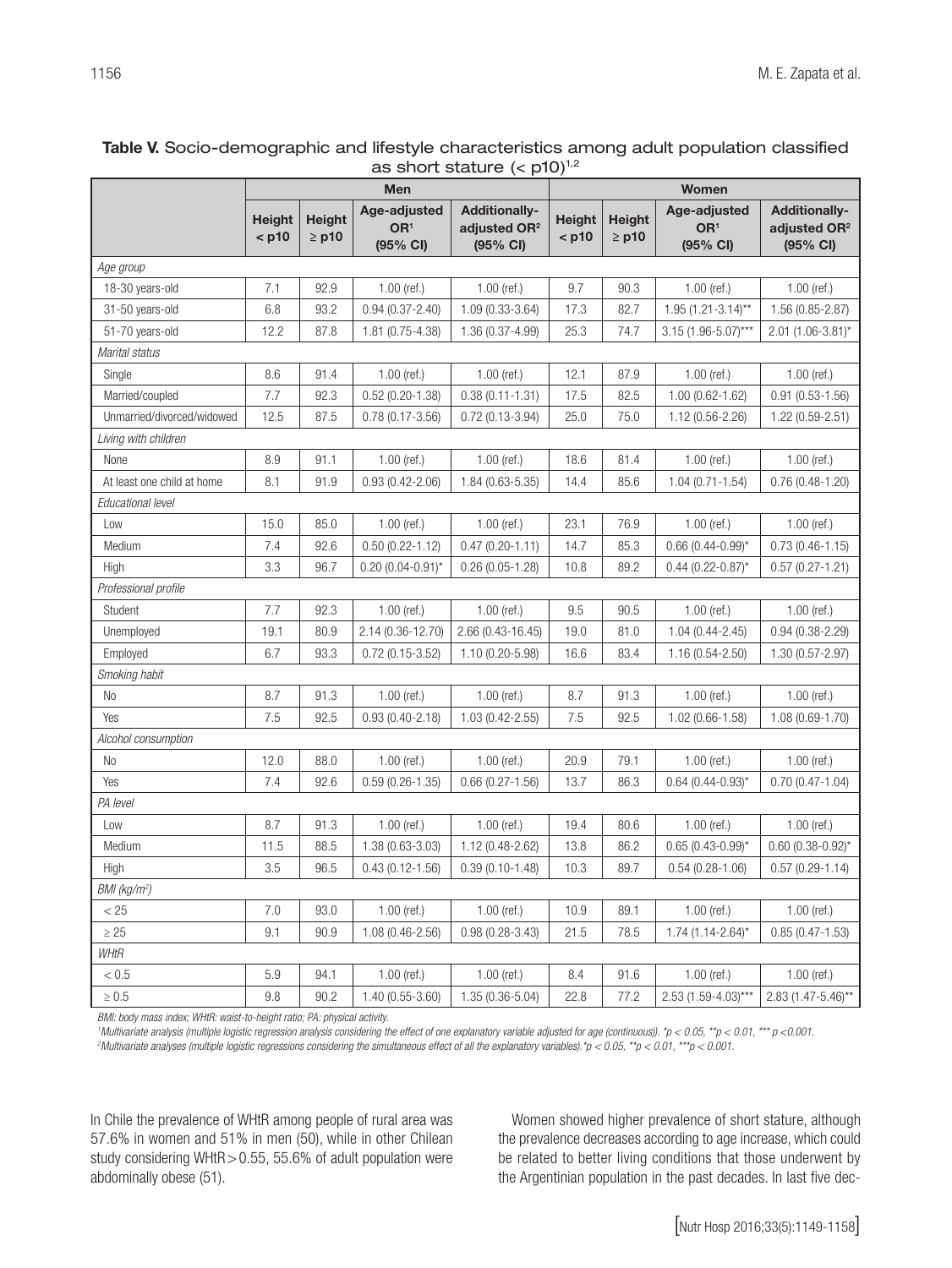**Table V.** Socio-demographic and lifestyle characteristics among adult population classified as short stature (< p10)[1,2]

| | Men | | | | Women | | | |
|---|---|---|---|---|---|---|---|---|
| | Height < p10 | Height ≥ p10 | Age-adjusted OR[1] (95% CI) | Additionally-adjusted OR[2] (95% CI) | Height < p10 | Height ≥ p10 | Age-adjusted OR[1] (95% CI) | Additionally-adjusted OR[2] (95% CI) |
| *Age group* | | | | | | | | |
| 18-30 years-old | 7.1 | 92.9 | 1.00 (ref.) | 1.00 (ref.) | 9.7 | 90.3 | 1.00 (ref.) | 1.00 (ref.) |
| 31-50 years-old | 6.8 | 93.2 | 0.94 (0.37-2.40) | 1.09 (0.33-3.64) | 17.3 | 82.7 | 1.95 (1.21-3.14)** | 1.56 (0.85-2.87) |
| 51-70 years-old | 12.2 | 87.8 | 1.81 (0.75-4.38) | 1.36 (0.37-4.99) | 25.3 | 74.7 | 3.15 (1.96-5.07)*** | 2.01 (1.06-3.81)* |
| *Marital status* | | | | | | | | |
| Single | 8.6 | 91.4 | 1.00 (ref.) | 1.00 (ref.) | 12.1 | 87.9 | 1.00 (ref.) | 1.00 (ref.) |
| Married/coupled | 7.7 | 92.3 | 0.52 (0.20-1.38) | 0.38 (0.11-1.31) | 17.5 | 82.5 | 1.00 (0.62-1.62) | 0.91 (0.53-1.56) |
| Unmarried/divorced/widowed | 12.5 | 87.5 | 0.78 (0.17-3.56) | 0.72 (0.13-3.94) | 25.0 | 75.0 | 1.12 (0.56-2.26) | 1.22 (0.59-2.51) |
| *Living with children* | | | | | | | | |
| None | 8.9 | 91.1 | 1.00 (ref.) | 1.00 (ref.) | 18.6 | 81.4 | 1.00 (ref.) | 1.00 (ref.) |
| At least one child at home | 8.1 | 91.9 | 0.93 (0.42-2.06) | 1.84 (0.63-5.35) | 14.4 | 85.6 | 1.04 (0.71-1.54) | 0.76 (0.48-1.20) |
| *Educational level* | | | | | | | | |
| Low | 15.0 | 85.0 | 1.00 (ref.) | 1.00 (ref.) | 23.1 | 76.9 | 1.00 (ref.) | 1.00 (ref.) |
| Medium | 7.4 | 92.6 | 0.50 (0.22-1.12) | 0.47 (0.20-1.11) | 14.7 | 85.3 | 0.66 (0.44-0.99)* | 0.73 (0.46-1.15) |
| High | 3.3 | 96.7 | 0.20 (0.04-0.91)* | 0.26 (0.05-1.28) | 10.8 | 89.2 | 0.44 (0.22-0.87)* | 0.57 (0.27-1.21) |
| *Professional profile* | | | | | | | | |
| Student | 7.7 | 92.3 | 1.00 (ref.) | 1.00 (ref.) | 9.5 | 90.5 | 1.00 (ref.) | 1.00 (ref.) |
| Unemployed | 19.1 | 80.9 | 2.14 (0.36-12.70) | 2.66 (0.43-16.45) | 19.0 | 81.0 | 1.04 (0.44-2.45) | 0.94 (0.38-2.29) |
| Employed | 6.7 | 93.3 | 0.72 (0.15-3.52) | 1.10 (0.20-5.98) | 16.6 | 83.4 | 1.16 (0.54-2.50) | 1.30 (0.57-2.97) |
| *Smoking habit* | | | | | | | | |
| No | 8.7 | 91.3 | 1.00 (ref.) | 1.00 (ref.) | 8.7 | 91.3 | 1.00 (ref.) | 1.00 (ref.) |
| Yes | 7.5 | 92.5 | 0.93 (0.40-2.18) | 1.03 (0.42-2.55) | 7.5 | 92.5 | 1.02 (0.66-1.58) | 1.08 (0.69-1.70) |
| *Alcohol consumption* | | | | | | | | |
| No | 12.0 | 88.0 | 1.00 (ref.) | 1.00 (ref.) | 20.9 | 79.1 | 1.00 (ref.) | 1.00 (ref.) |
| Yes | 7.4 | 92.6 | 0.59 (0.26-1.35) | 0.66 (0.27-1.56) | 13.7 | 86.3 | 0.64 (0.44-0.93)* | 0.70 (0.47-1.04) |
| *PA level* | | | | | | | | |
| Low | 8.7 | 91.3 | 1.00 (ref.) | 1.00 (ref.) | 19.4 | 80.6 | 1.00 (ref.) | 1.00 (ref.) |
| Medium | 11.5 | 88.5 | 1.38 (0.63-3.03) | 1.12 (0.48-2.62) | 13.8 | 86.2 | 0.65 (0.43-0.99)* | 0.60 (0.38-0.92)* |
| High | 3.5 | 96.5 | 0.43 (0.12-1.56) | 0.39 (0.10-1.48) | 10.3 | 89.7 | 0.54 (0.28-1.06) | 0.57 (0.29-1.14) |
| *BMI (kg/m²)* | | | | | | | | |
| < 25 | 7.0 | 93.0 | 1.00 (ref.) | 1.00 (ref.) | 10.9 | 89.1 | 1.00 (ref.) | 1.00 (ref.) |
| ≥ 25 | 9.1 | 90.9 | 1.08 (0.46-2.56) | 0.98 (0.28-3.43) | 21.5 | 78.5 | 1.74 (1.14-2.64)* | 0.85 (0.47-1.53) |
| *WHtR* | | | | | | | | |
| < 0.5 | 5.9 | 94.1 | 1.00 (ref.) | 1.00 (ref.) | 8.4 | 91.6 | 1.00 (ref.) | 1.00 (ref.) |
| ≥ 0.5 | 9.8 | 90.2 | 1.40 (0.55-3.60) | 1.35 (0.36-5.04) | 22.8 | 77.2 | 2.53 (1.59-4.03)*** | 2.83 (1.47-5.46)** |

*BMI: body mass index; WHtR: waist-to-height ratio; PA: physical activity.*

*[1]Multivariate analysis (multiple logistic regression analysis considering the effect of one explanatory variable adjusted for age (continuous)). \*p < 0.05, \*\*p < 0.01, \*\*\* p <0.001.*
*[2]Multivariate analyses (multiple logistic regressions considering the simultaneous effect of all the explanatory variables).\*p < 0.05, \*\*p < 0.01, \*\*\*p < 0.001.*

In Chile the prevalence of WHtR among people of rural area was 57.6% in women and 51% in men (50), while in other Chilean study considering WHtR > 0.55, 55.6% of adult population were abdominally obese (51).

Women showed higher prevalence of short stature, although the prevalence decreases according to age increase, which could be related to better living conditions that those underwent by the Argentinian population in the past decades. In last five dec-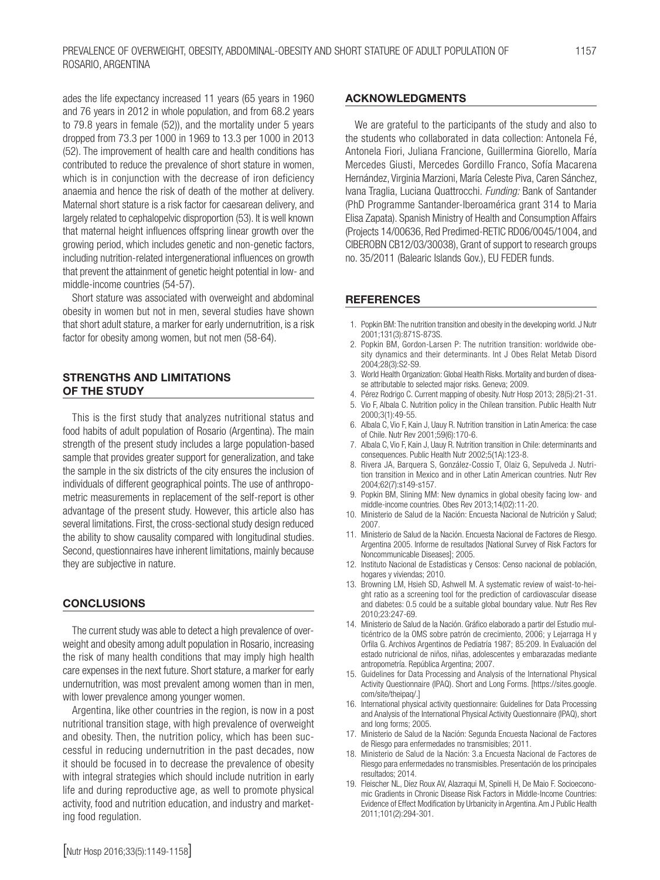ades the life expectancy increased 11 years (65 years in 1960 and 76 years in 2012 in whole population, and from 68.2 years to 79.8 years in female (52)), and the mortality under 5 years dropped from 73.3 per 1000 in 1969 to 13.3 per 1000 in 2013 (52). The improvement of health care and health conditions has contributed to reduce the prevalence of short stature in women, which is in conjunction with the decrease of iron deficiency anaemia and hence the risk of death of the mother at delivery. Maternal short stature is a risk factor for caesarean delivery, and largely related to cephalopelvic disproportion (53). It is well known that maternal height influences offspring linear growth over the growing period, which includes genetic and non-genetic factors, including nutrition-related intergenerational influences on growth that prevent the attainment of genetic height potential in low- and middle-income countries (54-57).

Short stature was associated with overweight and abdominal obesity in women but not in men, several studies have shown that short adult stature, a marker for early undernutrition, is a risk factor for obesity among women, but not men (58-64).

## STRENGTHS AND LIMITATIONS OF THE STUDY

This is the first study that analyzes nutritional status and food habits of adult population of Rosario (Argentina). The main strength of the present study includes a large population-based sample that provides greater support for generalization, and take the sample in the six districts of the city ensures the inclusion of individuals of different geographical points. The use of anthropometric measurements in replacement of the self-report is other advantage of the present study. However, this article also has several limitations. First, the cross-sectional study design reduced the ability to show causality compared with longitudinal studies. Second, questionnaires have inherent limitations, mainly because they are subjective in nature.

## CONCLUSIONS

The current study was able to detect a high prevalence of overweight and obesity among adult population in Rosario, increasing the risk of many health conditions that may imply high health care expenses in the next future. Short stature, a marker for early undernutrition, was most prevalent among women than in men, with lower prevalence among younger women.

Argentina, like other countries in the region, is now in a post nutritional transition stage, with high prevalence of overweight and obesity. Then, the nutrition policy, which has been successful in reducing undernutrition in the past decades, now it should be focused in to decrease the prevalence of obesity with integral strategies which should include nutrition in early life and during reproductive age, as well to promote physical activity, food and nutrition education, and industry and marketing food regulation.

## ACKNOWLEDGMENTS

We are grateful to the participants of the study and also to the students who collaborated in data collection: Antonela Fé, Antonela Fiori, Juliana Francione, Guillermina Giorello, María Mercedes Giusti, Mercedes Gordillo Franco, Sofía Macarena Hernández, Virginia Marzioni, María Celeste Piva, Caren Sánchez, Ivana Traglia, Luciana Quattrocchi. *Funding:* Bank of Santander (PhD Programme Santander-Iberoamérica grant 314 to Maria Elisa Zapata). Spanish Ministry of Health and Consumption Affairs (Projects 14/00636, Red Predimed-RETIC RD06/0045/1004, and CIBEROBN CB12/03/30038), Grant of support to research groups no. 35/2011 (Balearic Islands Gov.), EU FEDER funds.

## REFERENCES

1. Popkin BM: The nutrition transition and obesity in the developing world. J Nutr 2001;131(3):871S-873S.
2. Popkin BM, Gordon-Larsen P: The nutrition transition: worldwide obesity dynamics and their determinants. Int J Obes Relat Metab Disord 2004;28(3):S2-S9.
3. World Health Organization: Global Health Risks. Mortality and burden of disease attributable to selected major risks. Geneva; 2009.
4. Pérez Rodrigo C. Current mapping of obesity. Nutr Hosp 2013; 28(5):21-31.
5. Vio F, Albala C. Nutrition policy in the Chilean transition. Public Health Nutr 2000;3(1):49-55.
6. Albala C, Vio F, Kain J, Uauy R. Nutrition transition in Latin America: the case of Chile. Nutr Rev 2001;59(6):170-6.
7. Albala C, Vio F, Kain J, Uauy R. Nutrition transition in Chile: determinants and consequences. Public Health Nutr 2002;5(1A):123-8.
8. Rivera JA, Barquera S, González-Cossio T, Olaiz G, Sepulveda J. Nutrition transition in Mexico and in other Latin American countries. Nutr Rev 2004;62(7):s149-s157.
9. Popkin BM, Slining MM: New dynamics in global obesity facing low- and middle-income countries. Obes Rev 2013;14(02):11-20.
10. Ministerio de Salud de la Nación: Encuesta Nacional de Nutrición y Salud; 2007.
11. Ministerio de Salud de la Nación. Encuesta Nacional de Factores de Riesgo. Argentina 2005. Informe de resultados [National Survey of Risk Factors for Noncommunicable Diseases]; 2005.
12. Instituto Nacional de Estadísticas y Censos: Censo nacional de población, hogares y viviendas; 2010.
13. Browning LM, Hsieh SD, Ashwell M. A systematic review of waist-to-height ratio as a screening tool for the prediction of cardiovascular disease and diabetes: 0.5 could be a suitable global boundary value. Nutr Res Rev 2010;23:247-69.
14. Ministerio de Salud de la Nación. Gráfico elaborado a partir del Estudio multicéntrico de la OMS sobre patrón de crecimiento, 2006; y Lejarraga H y Orfila G. Archivos Argentinos de Pediatría 1987; 85:209. In Evaluación del estado nutricional de niños, niñas, adolescentes y embarazadas mediante antropometría. República Argentina; 2007.
15. Guidelines for Data Processing and Analysis of the International Physical Activity Questionnaire (IPAQ). Short and Long Forms. [https://sites.google.com/site/theipaq/.]
16. International physical activity questionnaire: Guidelines for Data Processing and Analysis of the International Physical Activity Questionnaire (IPAQ), short and long forms; 2005.
17. Ministerio de Salud de la Nación: Segunda Encuesta Nacional de Factores de Riesgo para enfermedades no transmisibles; 2011.
18. Ministerio de Salud de la Nación: 3.a Encuesta Nacional de Factores de Riesgo para enfermedades no transmisibles. Presentación de los principales resultados; 2014.
19. Fleischer NL, Diez Roux AV, Alazraqui M, Spinelli H, De Maio F. Socioeconomic Gradients in Chronic Disease Risk Factors in Middle-Income Countries: Evidence of Effect Modification by Urbanicity in Argentina. Am J Public Health 2011;101(2):294-301.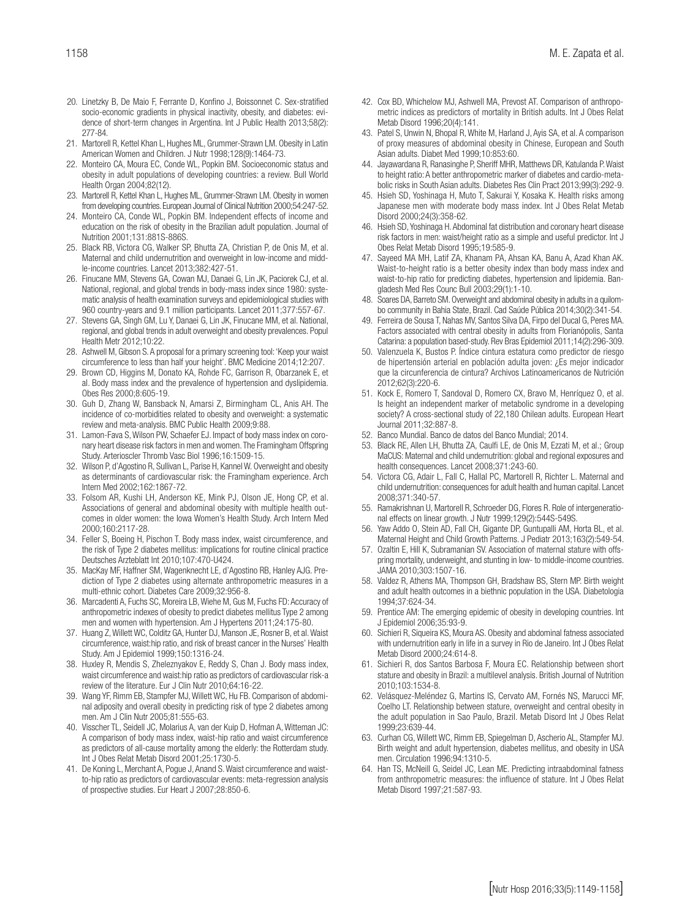20. Linetzky B, De Maio F, Ferrante D, Konfino J, Boissonnet C. Sex-stratified socio-economic gradients in physical inactivity, obesity, and diabetes: evidence of short-term changes in Argentina. Int J Public Health 2013;58(2): 277-84.
21. Martorell R, Kettel Khan L, Hughes ML, Grummer-Strawn LM. Obesity in Latin American Women and Children. J Nutr 1998;128(9):1464-73.
22. Monteiro CA, Moura EC, Conde WL, Popkin BM. Socioeconomic status and obesity in adult populations of developing countries: a review. Bull World Health Organ 2004;82(12).
23. Martorell R, Kettel Khan L, Hughes ML, Grummer-Strawn LM. Obesity in women from developing countries. European Journal of Clinical Nutrition 2000;54:247-52.
24. Monteiro CA, Conde WL, Popkin BM. Independent effects of income and education on the risk of obesity in the Brazilian adult population. Journal of Nutrition 2001;131:881S-886S.
25. Black RB, Victora CG, Walker SP, Bhutta ZA, Christian P, de Onis M, et al. Maternal and child undernutrition and overweight in low-income and middle-income countries. Lancet 2013;382:427-51.
26. Finucane MM, Stevens GA, Cowan MJ, Danaei G, Lin JK, Paciorek CJ, et al. National, regional, and global trends in body-mass index since 1980: systematic analysis of health examination surveys and epidemiological studies with 960 country-years and 9.1 million participants. Lancet 2011;377:557-67.
27. Stevens GA, Singh GM, Lu Y, Danaei G, Lin JK, Finucane MM, et al. National, regional, and global trends in adult overweight and obesity prevalences. Popul Health Metr 2012;10:22.
28. Ashwell M, Gibson S. A proposal for a primary screening tool: 'Keep your waist circumference to less than half your height'. BMC Medicine 2014;12:207.
29. Brown CD, Higgins M, Donato KA, Rohde FC, Garrison R, Obarzanek E, et al. Body mass index and the prevalence of hypertension and dyslipidemia. Obes Res 2000;8:605-19.
30. Guh D, Zhang W, Bansback N, Amarsi Z, Birmingham CL, Anis AH. The incidence of co-morbidities related to obesity and overweight: a systematic review and meta-analysis. BMC Public Health 2009;9:88.
31. Lamon-Fava S, Wilson PW, Schaefer EJ. Impact of body mass index on coronary heart disease risk factors in men and women. The Framingham Offspring Study. Arterioscler Thromb Vasc Biol 1996;16:1509-15.
32. Wilson P, d'Agostino R, Sullivan L, Parise H, Kannel W. Overweight and obesity as determinants of cardiovascular risk: the Framingham experience. Arch Intern Med 2002;162:1867-72.
33. Folsom AR, Kushi LH, Anderson KE, Mink PJ, Olson JE, Hong CP, et al. Associations of general and abdominal obesity with multiple health outcomes in older women: the Iowa Women's Health Study. Arch Intern Med 2000;160:2117-28.
34. Feller S, Boeing H, Pischon T. Body mass index, waist circumference, and the risk of Type 2 diabetes mellitus: implications for routine clinical practice Deutsches Arzteblatt Int 2010;107:470-U424.
35. MacKay MF, Haffner SM, Wagenknecht LE, d'Agostino RB, Hanley AJG. Prediction of Type 2 diabetes using alternate anthropometric measures in a multi-ethnic cohort. Diabetes Care 2009;32:956-8.
36. Marcadenti A, Fuchs SC, Moreira LB, Wiehe M, Gus M, Fuchs FD: Accuracy of anthropometric indexes of obesity to predict diabetes mellitus Type 2 among men and women with hypertension. Am J Hypertens 2011;24:175-80.
37. Huang Z, Willett WC, Colditz GA, Hunter DJ, Manson JE, Rosner B, et al. Waist circumference, waist:hip ratio, and risk of breast cancer in the Nurses' Health Study. Am J Epidemiol 1999;150:1316-24.
38. Huxley R, Mendis S, Zheleznyakov E, Reddy S, Chan J. Body mass index, waist circumference and waist:hip ratio as predictors of cardiovascular risk-a review of the literature. Eur J Clin Nutr 2010;64:16-22.
39. Wang YF, Rimm EB, Stampfer MJ, Willett WC, Hu FB. Comparison of abdominal adiposity and overall obesity in predicting risk of type 2 diabetes among men. Am J Clin Nutr 2005;81:555-63.
40. Visscher TL, Seidell JC, Molarius A, van der Kuip D, Hofman A, Witteman JC: A comparison of body mass index, waist-hip ratio and waist circumference as predictors of all-cause mortality among the elderly: the Rotterdam study. Int J Obes Relat Metab Disord 2001;25:1730-5.
41. De Koning L, Merchant A, Pogue J, Anand S. Waist circumference and waist-to-hip ratio as predictors of cardiovascular events: meta-regression analysis of prospective studies. Eur Heart J 2007;28:850-6.
42. Cox BD, Whichelow MJ, Ashwell MA, Prevost AT. Comparison of anthropometric indices as predictors of mortality in British adults. Int J Obes Relat Metab Disord 1996;20(4):141.
43. Patel S, Unwin N, Bhopal R, White M, Harland J, Ayis SA, et al. A comparison of proxy measures of abdominal obesity in Chinese, European and South Asian adults. Diabet Med 1999;10:853:60.
44. Jayawardana R, Ranasinghe P, Sheriff MHR, Matthews DR, Katulanda P. Waist to height ratio: A better anthropometric marker of diabetes and cardio-metabolic risks in South Asian adults. Diabetes Res Clin Pract 2013;99(3):292-9.
45. Hsieh SD, Yoshinaga H, Muto T, Sakurai Y, Kosaka K. Health risks among Japanese men with moderate body mass index. Int J Obes Relat Metab Disord 2000;24(3):358-62.
46. Hsieh SD, Yoshinaga H. Abdominal fat distribution and coronary heart disease risk factors in men: waist/height ratio as a simple and useful predictor. Int J Obes Relat Metab Disord 1995;19:585-9.
47. Sayeed MA MH, Latif ZA, Khanam PA, Ahsan KA, Banu A, Azad Khan AK. Waist-to-height ratio is a better obesity index than body mass index and waist-to-hip ratio for predicting diabetes, hypertension and lipidemia. Bangladesh Med Res Counc Bull 2003;29(1):1-10.
48. Soares DA, Barreto SM. Overweight and abdominal obesity in adults in a quilombo community in Bahia State, Brazil. Cad Saúde Pública 2014;30(2):341-54.
49. Ferreira de Sousa T, Nahas MV, Santos Silva DA, Firpo del Ducal G, Peres MA. Factors associated with central obesity in adults from Florianópolis, Santa Catarina: a population based-study. Rev Bras Epidemiol 2011;14(2):296-309.
50. Valenzuela K, Bustos P. Índice cintura estatura como predictor de riesgo de hipertensión arterial en población adulta joven: ¿Es mejor indicador que la circunferencia de cintura? Archivos Latinoamericanos de Nutrición 2012;62(3):220-6.
51. Kock E, Romero T, Sandoval D, Romero CX, Bravo M, Henríquez O, et al. Is height an independent marker of metabolic syndrome in a developing society? A cross-sectional study of 22,180 Chilean adults. European Heart Journal 2011;32:887-8.
52. Banco Mundial. Banco de datos del Banco Mundial; 2014.
53. Black RE, Allen LH, Bhutta ZA, Caulfi LE, de Onis M, Ezzati M, et al.; Group MaCUS: Maternal and child undernutrition: global and regional exposures and health consequences. Lancet 2008;371:243-60.
54. Victora CG, Adair L, Fall C, Hallal PC, Martorell R, Richter L. Maternal and child undernutrition: consequences for adult health and human capital. Lancet 2008;371:340-57.
55. Ramakrishnan U, Martorell R, Schroeder DG, Flores R. Role of intergenerational effects on linear growth. J Nutr 1999;129(2):544S-549S.
56. Yaw Addo O, Stein AD, Fall CH, Gigante DP, Guntupalli AM, Horta BL, et al. Maternal Height and Child Growth Patterns. J Pediatr 2013;163(2):549-54.
57. Ozaltin E, Hill K, Subramanian SV. Association of maternal stature with offspring mortality, underweight, and stunting in low- to middle-income countries. JAMA 2010;303:1507-16.
58. Valdez R, Athens MA, Thompson GH, Bradshaw BS, Stern MP. Birth weight and adult health outcomes in a biethnic population in the USA. Diabetologia 1994;37:624-34.
59. Prentice AM: The emerging epidemic of obesity in developing countries. Int J Epidemiol 2006;35:93-9.
60. Sichieri R, Siqueira KS, Moura AS. Obesity and abdominal fatness associated with undernutrition early in life in a survey in Rio de Janeiro. Int J Obes Relat Metab Disord 2000;24:614-8.
61. Sichieri R, dos Santos Barbosa F, Moura EC. Relationship between short stature and obesity in Brazil: a multilevel analysis. British Journal of Nutrition 2010;103:1534-8.
62. Velásquez-Meléndez G, Martins IS, Cervato AM, Fornés NS, Marucci MF, Coelho LT. Relationship between stature, overweight and central obesity in the adult population in Sao Paulo, Brazil. Metab Disord Int J Obes Relat 1999;23:639-44.
63. Curhan CG, Willett WC, Rimm EB, Spiegelman D, Ascherio AL, Stampfer MJ. Birth weight and adult hypertension, diabetes mellitus, and obesity in USA men. Circulation 1996;94:1310-5.
64. Han TS, McNeill G, Seidel JC, Lean ME. Predicting intraabdominal fatness from anthropometric measures: the influence of stature. Int J Obes Relat Metab Disord 1997;21:587-93.